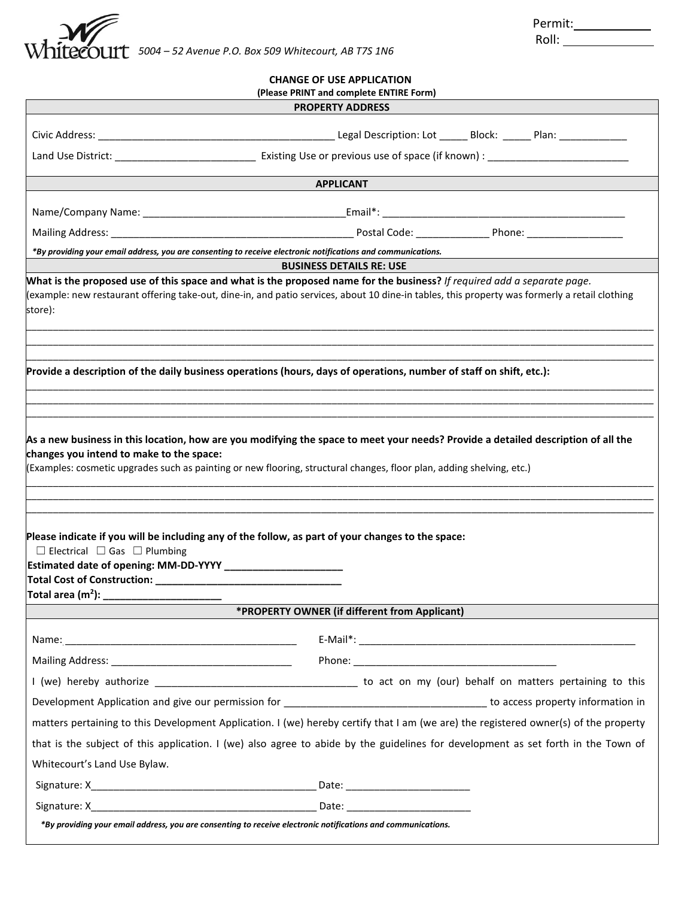Whitecourt 5004 – 52 Avenue P.O. Box 509 Whitecourt, AB T7S 1N6

Permit: ___________
Roll: ___________

# CHANGE OF USE APPLICATION

**(Please PRINT and complete ENTIRE Form)**

## PROPERTY ADDRESS

Civic Address: ________________________________________ Legal Description: Lot _____ Block: _____ Plan: ____________

Land Use District: ________________________ Existing Use or previous use of space (if known) : _________________________

## APPLICANT

Name/Company Name: ___________________________________Email*: ___________________________________________

Mailing Address: __________________________________________ Postal Code: _____________ Phone: _________________

***By providing your email address, you are consenting to receive electronic notifications and communications.***

## BUSINESS DETAILS RE: USE

**What is the proposed use of this space and what is the proposed name for the business?** *If required add a separate page.*
(example: new restaurant offering take-out, dine-in, and patio services, about 10 dine-in tables, this property was formerly a retail clothing store):

______________________________________________________________________________________________________
______________________________________________________________________________________________________
______________________________________________________________________________________________________

**Provide a description of the daily business operations (hours, days of operations, number of staff on shift, etc.):**

______________________________________________________________________________________________________
______________________________________________________________________________________________________
______________________________________________________________________________________________________

**As a new business in this location, how are you modifying the space to meet your needs? Provide a detailed description of all the changes you intend to make to the space:**
(Examples: cosmetic upgrades such as painting or new flooring, structural changes, floor plan, adding shelving, etc.)

______________________________________________________________________________________________________
______________________________________________________________________________________________________
______________________________________________________________________________________________________

**Please indicate if you will be including any of the follow, as part of your changes to the space:**

☐ Electrical ☐ Gas ☐ Plumbing

**Estimated date of opening: MM-DD-YYYY ____________________**

**Total Cost of Construction: ________________________________**

**Total area ($m^2$): ____________________**

## *PROPERTY OWNER (if different from Applicant)

Name: ________________________________________ E-Mail*: ______________________________________________

Mailing Address: ________________________________ Phone: ____________________________________

I (we) hereby authorize ___________________________________ to act on my (our) behalf on matters pertaining to this Development Application and give our permission for ___________________________________ to access property information in matters pertaining to this Development Application. I (we) hereby certify that I am (we are) the registered owner(s) of the property that is the subject of this application. I (we) also agree to abide by the guidelines for development as set forth in the Town of Whitecourt's Land Use Bylaw.

Signature: X________________________________________ Date: ______________________

Signature: X________________________________________ Date: ______________________

***By providing your email address, you are consenting to receive electronic notifications and communications.***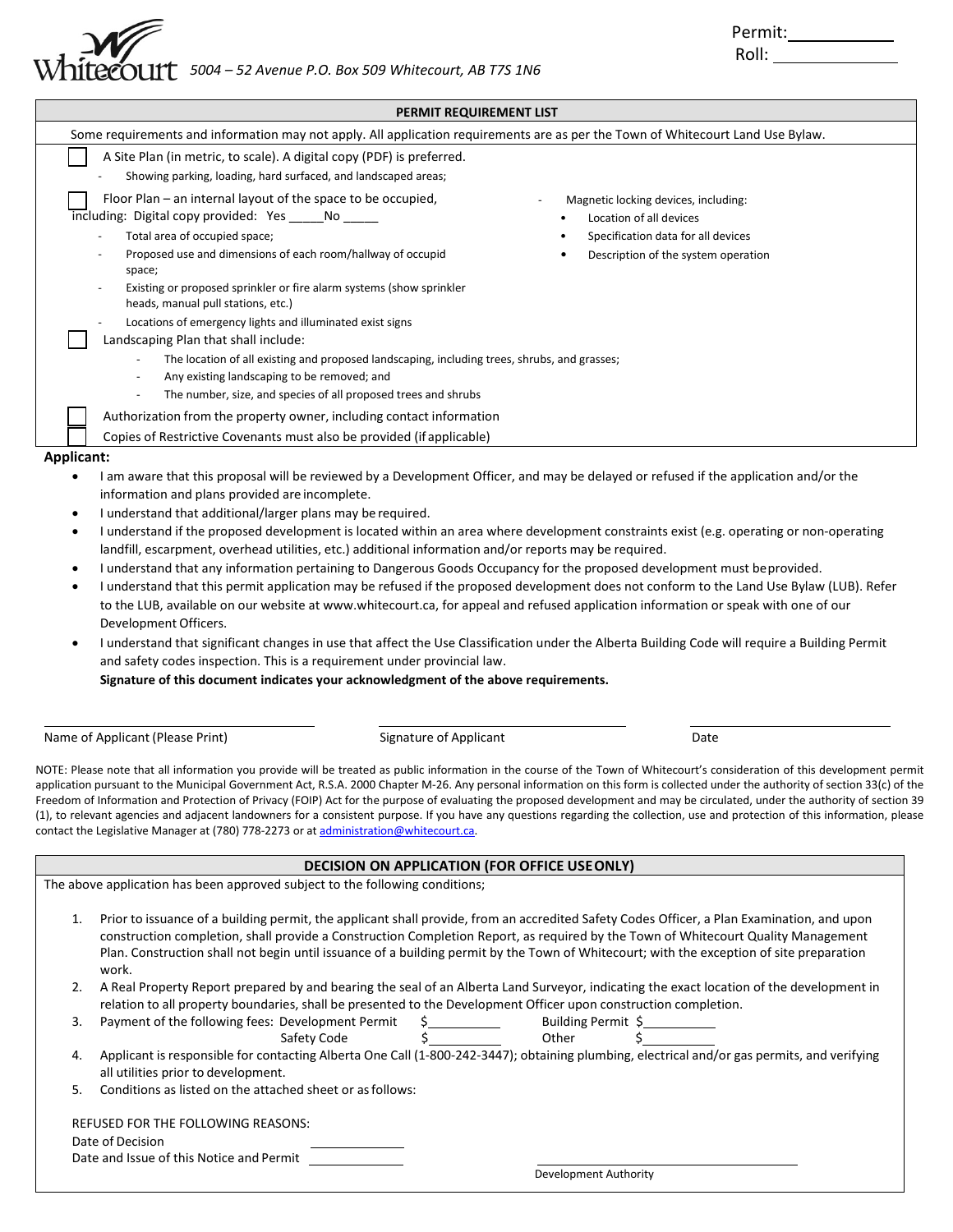Whitecourt 5004 – 52 Avenue P.O. Box 509 Whitecourt, AB T7S 1N6

Permit: ____________

Roll: ______________

## PERMIT REQUIREMENT LIST

Some requirements and information may not apply. All application requirements are as per the Town of Whitecourt Land Use Bylaw.

- [ ] A Site Plan (in metric, to scale). A digital copy (PDF) is preferred.
  - Showing parking, loading, hard surfaced, and landscaped areas;
- [ ] Floor Plan – an internal layout of the space to be occupied, including: Digital copy provided: Yes _____No _____
  - Total area of occupied space;
  - Proposed use and dimensions of each room/hallway of occupid space;
  - Existing or proposed sprinkler or fire alarm systems (show sprinkler heads, manual pull stations, etc.)
  - Locations of emergency lights and illuminated exist signs
  - Magnetic locking devices, including:
    - Location of all devices
    - Specification data for all devices
    - Description of the system operation
- [ ] Landscaping Plan that shall include:
  - The location of all existing and proposed landscaping, including trees, shrubs, and grasses;
  - Any existing landscaping to be removed; and
  - The number, size, and species of all proposed trees and shrubs
- [ ] Authorization from the property owner, including contact information
- [ ] Copies of Restrictive Covenants must also be provided (if applicable)

**Applicant:**

- I am aware that this proposal will be reviewed by a Development Officer, and may be delayed or refused if the application and/or the information and plans provided are incomplete.
- I understand that additional/larger plans may be required.
- I understand if the proposed development is located within an area where development constraints exist (e.g. operating or non-operating landfill, escarpment, overhead utilities, etc.) additional information and/or reports may be required.
- I understand that any information pertaining to Dangerous Goods Occupancy for the proposed development must be provided.
- I understand that this permit application may be refused if the proposed development does not conform to the Land Use Bylaw (LUB). Refer to the LUB, available on our website at www.whitecourt.ca, for appeal and refused application information or speak with one of our Development Officers.
- I understand that significant changes in use that affect the Use Classification under the Alberta Building Code will require a Building Permit and safety codes inspection. This is a requirement under provincial law.

  **Signature of this document indicates your acknowledgment of the above requirements.**

| Name of Applicant (Please Print) | Signature of Applicant | Date |
|---|---|---|

NOTE: Please note that all information you provide will be treated as public information in the course of the Town of Whitecourt's consideration of this development permit application pursuant to the Municipal Government Act, R.S.A. 2000 Chapter M-26. Any personal information on this form is collected under the authority of section 33(c) of the Freedom of Information and Protection of Privacy (FOIP) Act for the purpose of evaluating the proposed development and may be circulated, under the authority of section 39 (1), to relevant agencies and adjacent landowners for a consistent purpose. If you have any questions regarding the collection, use and protection of this information, please contact the Legislative Manager at (780) 778-2273 or at administration@whitecourt.ca.

## DECISION ON APPLICATION (FOR OFFICE USE ONLY)

The above application has been approved subject to the following conditions;

1. Prior to issuance of a building permit, the applicant shall provide, from an accredited Safety Codes Officer, a Plan Examination, and upon construction completion, shall provide a Construction Completion Report, as required by the Town of Whitecourt Quality Management Plan. Construction shall not begin until issuance of a building permit by the Town of Whitecourt; with the exception of site preparation work.
2. A Real Property Report prepared by and bearing the seal of an Alberta Land Surveyor, indicating the exact location of the development in relation to all property boundaries, shall be presented to the Development Officer upon construction completion.
3. Payment of the following fees: Development Permit $__________ Building Permit $__________
   Safety Code $__________ Other $__________
4. Applicant is responsible for contacting Alberta One Call (1-800-242-3447); obtaining plumbing, electrical and/or gas permits, and verifying all utilities prior to development.
5. Conditions as listed on the attached sheet or as follows:

REFUSED FOR THE FOLLOWING REASONS:

Date of Decision ____________

Date and Issue of this Notice and Permit ____________

Development Authority